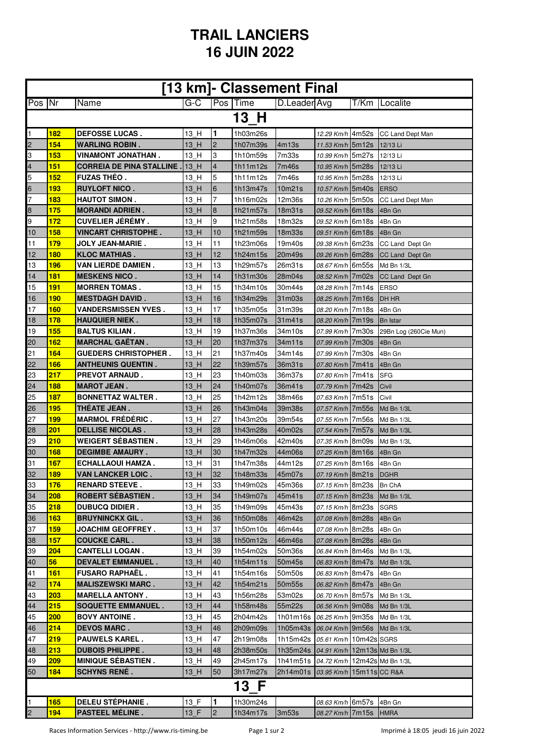# TRAIL LANCIERS
# 16 JUIN 2022

## [13 km]- Classement Final

| Pos | Nr | Name | G-C | Pos | Time | D.Leader | Avg | T/Km | Localite |
|---|---|---|---|---|---|---|---|---|---|
| **13_H** | | | | | | | | | |
| 1 | 182 | DEFOSSE LUCAS . | 13_H | 1 | 1h03m26s | | 12.29 Km/h | 4m52s | CC Land Dept Man |
| 2 | 154 | WARLING ROBIN . | 13_H | 2 | 1h07m39s | 4m13s | 11.53 Km/h | 5m12s | 12/13 Li |
| 3 | 153 | VINAMONT JONATHAN . | 13_H | 3 | 1h10m59s | 7m33s | 10.99 Km/h | 5m27s | 12/13 Li |
| 4 | 151 | CORREIA DE PINA STALLINE . | 13_H | 4 | 1h11m12s | 7m46s | 10.95 Km/h | 5m28s | 12/13 Li |
| 5 | 152 | FUZAS THÉO . | 13_H | 5 | 1h11m12s | 7m46s | 10.95 Km/h | 5m28s | 12/13 Li |
| 6 | 193 | RUYLOFT NICO . | 13_H | 6 | 1h13m47s | 10m21s | 10.57 Km/h | 5m40s | ERSO |
| 7 | 183 | HAUTOT SIMON . | 13_H | 7 | 1h16m02s | 12m36s | 10.26 Km/h | 5m50s | CC Land Dept Man |
| 8 | 175 | MORANDI ADRIEN . | 13_H | 8 | 1h21m57s | 18m31s | 09.52 Km/h | 6m18s | 4Bn Gn |
| 9 | 172 | CUVELIER JÉRÉMY . | 13_H | 9 | 1h21m58s | 18m32s | 09.52 Km/h | 6m18s | 4Bn Gn |
| 10 | 158 | VINCART CHRISTOPHE . | 13_H | 10 | 1h21m59s | 18m33s | 09.51 Km/h | 6m18s | 4Bn Gn |
| 11 | 179 | JOLY JEAN-MARIE . | 13_H | 11 | 1h23m06s | 19m40s | 09.38 Km/h | 6m23s | CC Land Dept Gn |
| 12 | 180 | KLOC MATHIAS . | 13_H | 12 | 1h24m15s | 20m49s | 09.26 Km/h | 6m28s | CC Land Dept Gn |
| 13 | 196 | VAN LIERDE DAMIEN . | 13_H | 13 | 1h29m57s | 26m31s | 08.67 Km/h | 6m55s | Md Bn 1/3L |
| 14 | 181 | MESKENS NICO . | 13_H | 14 | 1h31m30s | 28m04s | 08.52 Km/h | 7m02s | CC Land Dept Gn |
| 15 | 191 | MORREN TOMAS . | 13_H | 15 | 1h34m10s | 30m44s | 08.28 Km/h | 7m14s | ERSO |
| 16 | 190 | MESTDAGH DAVID . | 13_H | 16 | 1h34m29s | 31m03s | 08.25 Km/h | 7m16s | DH HR |
| 17 | 160 | VANDERSMISSEN YVES . | 13_H | 17 | 1h35m05s | 31m39s | 08.20 Km/h | 7m18s | 4Bn Gn |
| 18 | 178 | HAUQUIER NIEK . | 13_H | 18 | 1h35m07s | 31m41s | 08.20 Km/h | 7m19s | Bn Istar |
| 19 | 155 | BALTUS KILIAN . | 13_H | 19 | 1h37m36s | 34m10s | 07.99 Km/h | 7m30s | 29Bn Log (260Cie Mun) |
| 20 | 162 | MARCHAL GAËTAN . | 13_H | 20 | 1h37m37s | 34m11s | 07.99 Km/h | 7m30s | 4Bn Gn |
| 21 | 164 | GUEDERS CHRISTOPHER . | 13_H | 21 | 1h37m40s | 34m14s | 07.99 Km/h | 7m30s | 4Bn Gn |
| 22 | 166 | ANTHEUNIS QUENTIN . | 13_H | 22 | 1h39m57s | 36m31s | 07.80 Km/h | 7m41s | 4Bn Gn |
| 23 | 217 | PREVOT ARNAUD . | 13_H | 23 | 1h40m03s | 36m37s | 07.80 Km/h | 7m41s | SFG |
| 24 | 188 | MAROT JEAN . | 13_H | 24 | 1h40m07s | 36m41s | 07.79 Km/h | 7m42s | Civil |
| 25 | 187 | BONNETTAZ WALTER . | 13_H | 25 | 1h42m12s | 38m46s | 07.63 Km/h | 7m51s | Civil |
| 26 | 195 | THÉATE JEAN . | 13_H | 26 | 1h43m04s | 39m38s | 07.57 Km/h | 7m55s | Md Bn 1/3L |
| 27 | 199 | MARMOL FRÉDÉRIC . | 13_H | 27 | 1h43m20s | 39m54s | 07.55 Km/h | 7m56s | Md Bn 1/3L |
| 28 | 201 | DELLISE NICOLAS . | 13_H | 28 | 1h43m28s | 40m02s | 07.54 Km/h | 7m57s | Md Bn 1/3L |
| 29 | 210 | WEIGERT SÉBASTIEN . | 13_H | 29 | 1h46m06s | 42m40s | 07.35 Km/h | 8m09s | Md Bn 1/3L |
| 30 | 168 | DEGIMBE AMAURY . | 13_H | 30 | 1h47m32s | 44m06s | 07.25 Km/h | 8m16s | 4Bn Gn |
| 31 | 167 | ECHALLAOUI HAMZA . | 13_H | 31 | 1h47m38s | 44m12s | 07.25 Km/h | 8m16s | 4Bn Gn |
| 32 | 189 | VAN LANCKER LOIC . | 13_H | 32 | 1h48m33s | 45m07s | 07.19 Km/h | 8m21s | DGHR |
| 33 | 176 | RENARD STEEVE . | 13_H | 33 | 1h49m02s | 45m36s | 07.15 Km/h | 8m23s | Bn ChA |
| 34 | 208 | ROBERT SÉBASTIEN . | 13_H | 34 | 1h49m07s | 45m41s | 07.15 Km/h | 8m23s | Md Bn 1/3L |
| 35 | 218 | DUBUCQ DIDIER . | 13_H | 35 | 1h49m09s | 45m43s | 07.15 Km/h | 8m23s | SGRS |
| 36 | 163 | BRUYNINCKX GIL . | 13_H | 36 | 1h50m08s | 46m42s | 07.08 Km/h | 8m28s | 4Bn Gn |
| 37 | 159 | JOACHIM GEOFFREY . | 13_H | 37 | 1h50m10s | 46m44s | 07.08 Km/h | 8m28s | 4Bn Gn |
| 38 | 157 | COUCKE CARL . | 13_H | 38 | 1h50m12s | 46m46s | 07.08 Km/h | 8m28s | 4Bn Gn |
| 39 | 204 | CANTELLI LOGAN . | 13_H | 39 | 1h54m02s | 50m36s | 06.84 Km/h | 8m46s | Md Bn 1/3L |
| 40 | 56 | DEVALET EMMANUEL . | 13_H | 40 | 1h54m11s | 50m45s | 06.83 Km/h | 8m47s | Md Bn 1/3L |
| 41 | 161 | FUSARO RAPHAËL . | 13_H | 41 | 1h54m16s | 50m50s | 06.83 Km/h | 8m47s | 4Bn Gn |
| 42 | 174 | MALISZEWSKI MARC . | 13_H | 42 | 1h54m21s | 50m55s | 06.82 Km/h | 8m47s | 4Bn Gn |
| 43 | 203 | MARELLA ANTONY . | 13_H | 43 | 1h56m28s | 53m02s | 06.70 Km/h | 8m57s | Md Bn 1/3L |
| 44 | 215 | SOQUETTE EMMANUEL . | 13_H | 44 | 1h58m48s | 55m22s | 06.56 Km/h | 9m08s | Md Bn 1/3L |
| 45 | 200 | BOVY ANTOINE . | 13_H | 45 | 2h04m42s | 1h01m16s | 06.25 Km/h | 9m35s | Md Bn 1/3L |
| 46 | 214 | DEVOS MARC . | 13_H | 46 | 2h09m09s | 1h05m43s | 06.04 Km/h | 9m56s | Md Bn 1/3L |
| 47 | 219 | PAUWELS KAREL . | 13_H | 47 | 2h19m08s | 1h15m42s | 05.61 Km/h | 10m42s | SGRS |
| 48 | 213 | DUBOIS PHILIPPE . | 13_H | 48 | 2h38m50s | 1h35m24s | 04.91 Km/h | 12m13s | Md Bn 1/3L |
| 49 | 209 | MINIQUE SÉBASTIEN . | 13_H | 49 | 2h45m17s | 1h41m51s | 04.72 Km/h | 12m42s | Md Bn 1/3L |
| 50 | 184 | SCHYNS RENÉ . | 13_H | 50 | 3h17m27s | 2h14m01s | 03.95 Km/h | 15m11s | CC R&A |
| **13_F** | | | | | | | | | |
| 1 | 165 | DELEU STÉPHANIE . | 13_F | 1 | 1h30m24s | | 08.63 Km/h | 6m57s | 4Bn Gn |
| 2 | 194 | PASTEEL MÉLINE . | 13_F | 2 | 1h34m17s | 3m53s | 08.27 Km/h | 7m15s | HMRA |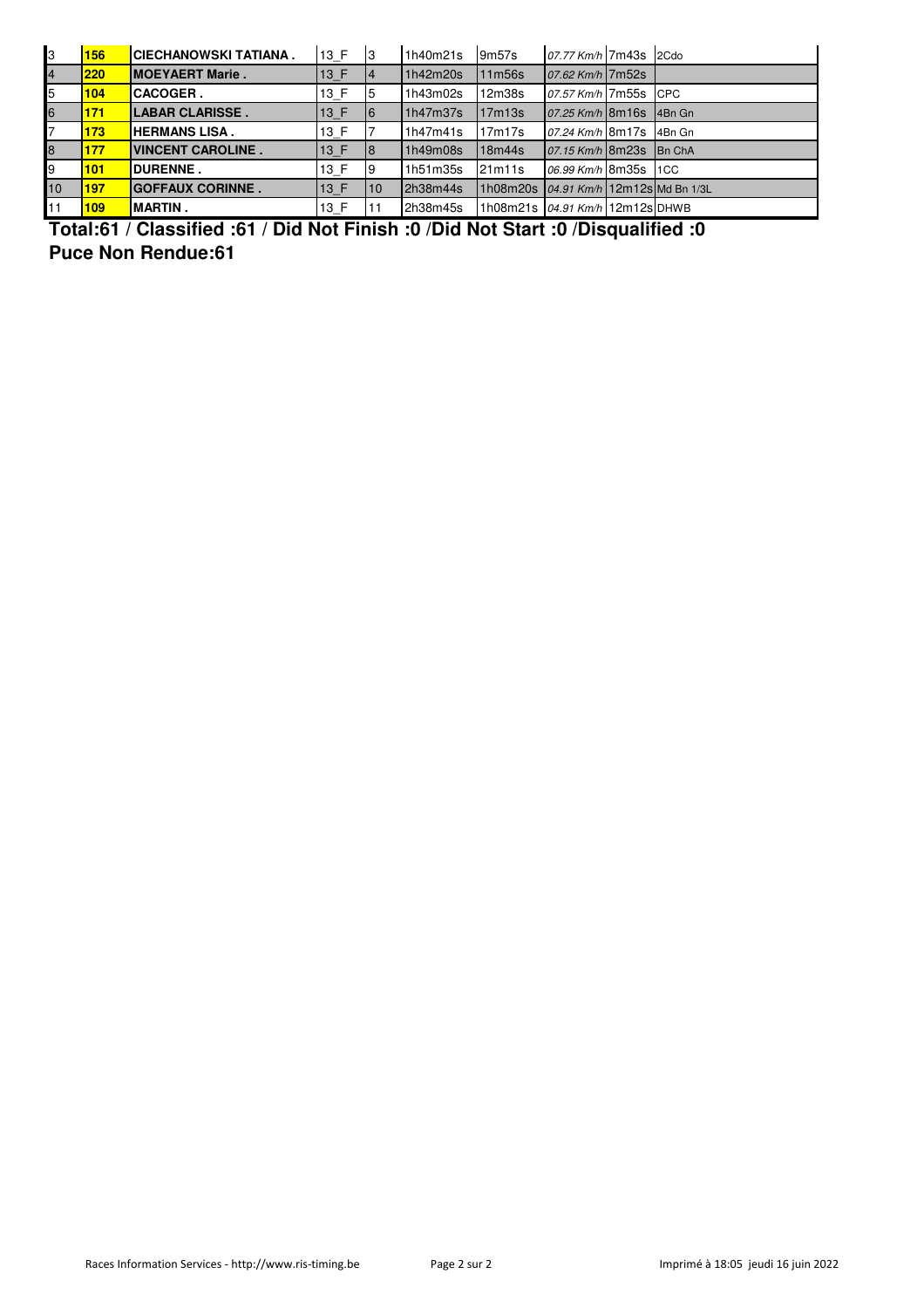| | | | | | | | | | |
|---|---|---|---|---|---|---|---|---|---|
| 3 | 156 | CIECHANOWSKI TATIANA . | 13_F | 3 | 1h40m21s | 9m57s | *07.77 Km/h* | 7m43s | 2Cdo |
| 4 | 220 | MOEYAERT Marie . | 13_F | 4 | 1h42m20s | 11m56s | *07.62 Km/h* | 7m52s | |
| 5 | 104 | CACOGER . | 13_F | 5 | 1h43m02s | 12m38s | *07.57 Km/h* | 7m55s | CPC |
| 6 | 171 | LABAR CLARISSE . | 13_F | 6 | 1h47m37s | 17m13s | *07.25 Km/h* | 8m16s | 4Bn Gn |
| 7 | 173 | HERMANS LISA . | 13_F | 7 | 1h47m41s | 17m17s | *07.24 Km/h* | 8m17s | 4Bn Gn |
| 8 | 177 | VINCENT CAROLINE . | 13_F | 8 | 1h49m08s | 18m44s | *07.15 Km/h* | 8m23s | Bn ChA |
| 9 | 101 | DURENNE . | 13_F | 9 | 1h51m35s | 21m11s | *06.99 Km/h* | 8m35s | 1CC |
| 10 | 197 | GOFFAUX CORINNE . | 13_F | 10 | 2h38m44s | 1h08m20s | *04.91 Km/h* | 12m12s | Md Bn 1/3L |
| 11 | 109 | MARTIN . | 13_F | 11 | 2h38m45s | 1h08m21s | *04.91 Km/h* | 12m12s | DHWB |

**Total:61 / Classified :61 / Did Not Finish :0 /Did Not Start :0 /Disqualified :0**

**Puce Non Rendue:61**

Races Information Services - http://www.ris-timing.be

Imprimé à 18:05 jeudi 16 juin 2022